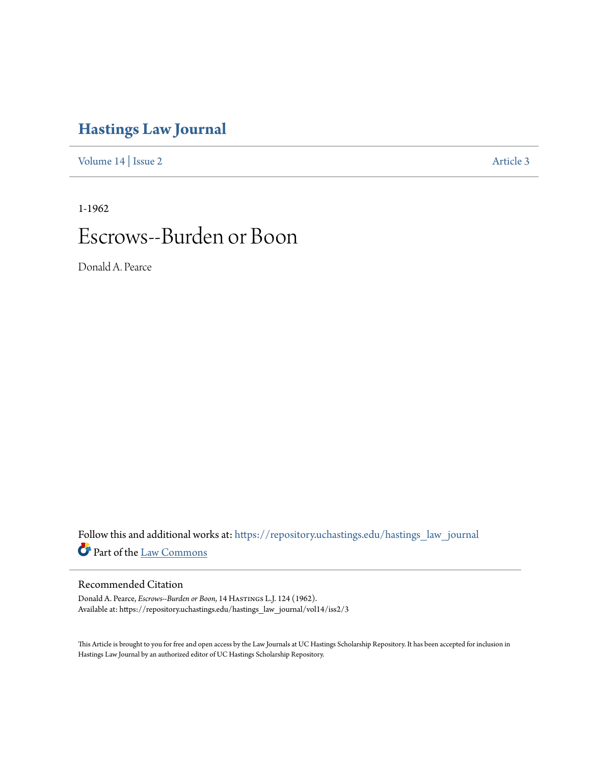# Hastings Law Journal

Volume 14 | Issue 2 Article 3

1-1962

# Escrows--Burden or Boon

Donald A. Pearce

Follow this and additional works at: https://repository.uchastings.edu/hastings_law_journal

Part of the Law Commons

## Recommended Citation

Donald A. Pearce, *Escrows--Burden or Boon*, 14 Hastings L.J. 124 (1962).
Available at: https://repository.uchastings.edu/hastings_law_journal/vol14/iss2/3

This Article is brought to you for free and open access by the Law Journals at UC Hastings Scholarship Repository. It has been accepted for inclusion in Hastings Law Journal by an authorized editor of UC Hastings Scholarship Repository.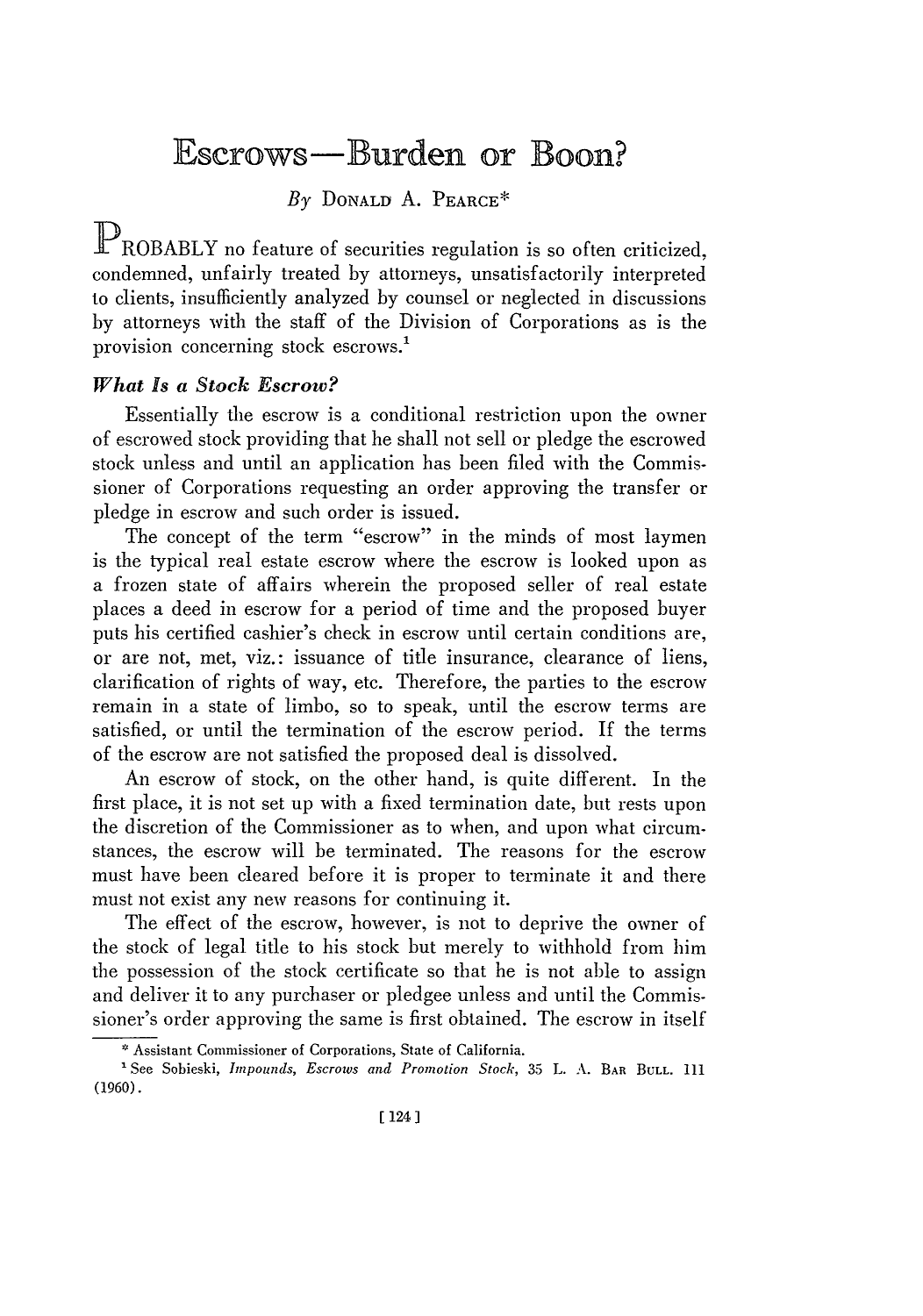# Escrows—Burden or Boon?

*By* DONALD A. PEARCE*

PROBABLY no feature of securities regulation is so often criticized, condemned, unfairly treated by attorneys, unsatisfactorily interpreted to clients, insufficiently analyzed by counsel or neglected in discussions by attorneys with the staff of the Division of Corporations as is the provision concerning stock escrows.[1]

### *What Is a Stock Escrow?*

Essentially the escrow is a conditional restriction upon the owner of escrowed stock providing that he shall not sell or pledge the escrowed stock unless and until an application has been filed with the Commissioner of Corporations requesting an order approving the transfer or pledge in escrow and such order is issued.

The concept of the term "escrow" in the minds of most laymen is the typical real estate escrow where the escrow is looked upon as a frozen state of affairs wherein the proposed seller of real estate places a deed in escrow for a period of time and the proposed buyer puts his certified cashier's check in escrow until certain conditions are, or are not, met, viz.: issuance of title insurance, clearance of liens, clarification of rights of way, etc. Therefore, the parties to the escrow remain in a state of limbo, so to speak, until the escrow terms are satisfied, or until the termination of the escrow period. If the terms of the escrow are not satisfied the proposed deal is dissolved.

An escrow of stock, on the other hand, is quite different. In the first place, it is not set up with a fixed termination date, but rests upon the discretion of the Commissioner as to when, and upon what circumstances, the escrow will be terminated. The reasons for the escrow must have been cleared before it is proper to terminate it and there must not exist any new reasons for continuing it.

The effect of the escrow, however, is not to deprive the owner of the stock of legal title to his stock but merely to withhold from him the possession of the stock certificate so that he is not able to assign and deliver it to any purchaser or pledgee unless and until the Commissioner's order approving the same is first obtained. The escrow in itself

---

\* Assistant Commissioner of Corporations, State of California.

[1] See Sobieski, *Impounds, Escrows and Promotion Stock*, 35 L. A. BAR BULL. 111 (1960).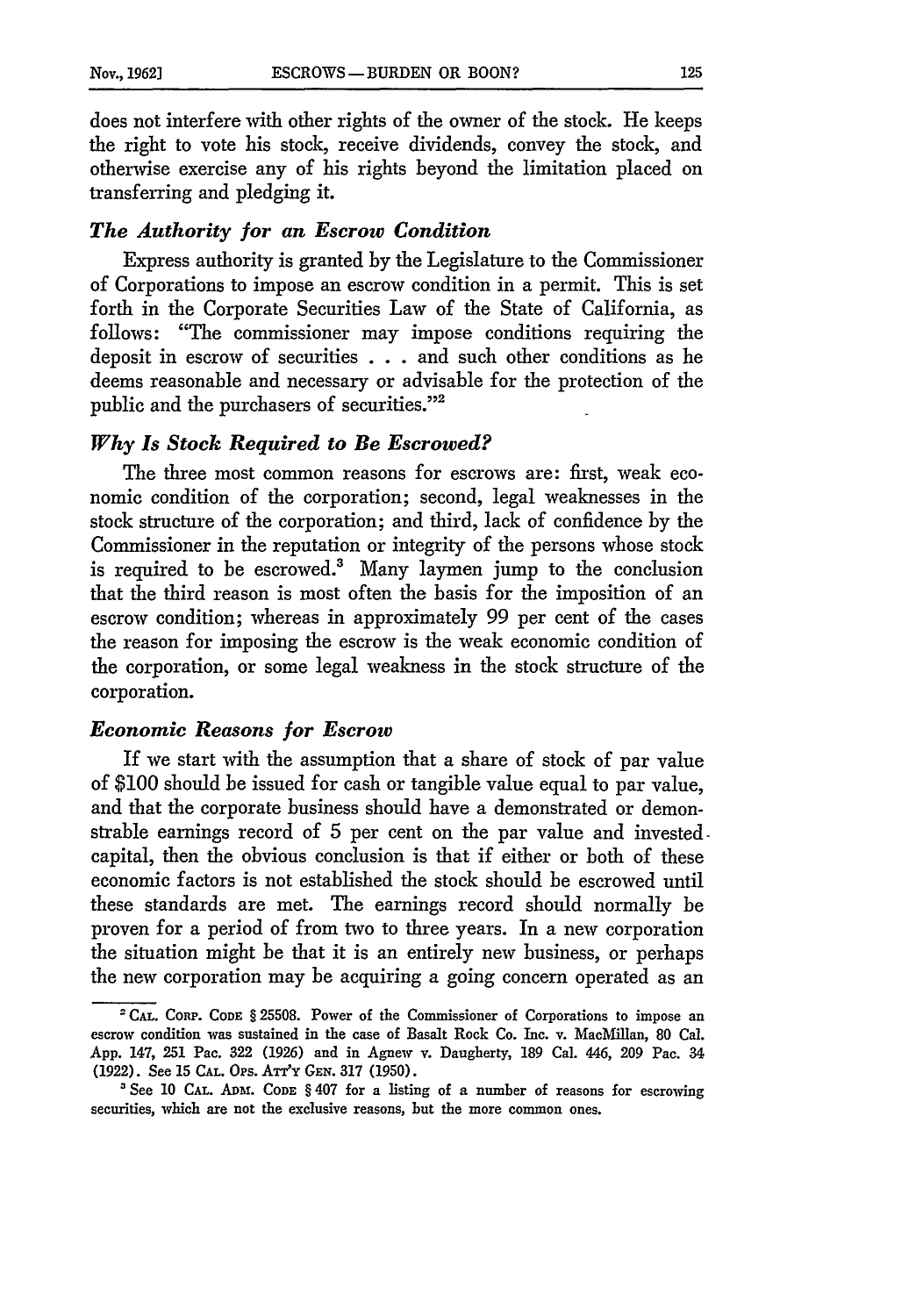does not interfere with other rights of the owner of the stock. He keeps the right to vote his stock, receive dividends, convey the stock, and otherwise exercise any of his rights beyond the limitation placed on transferring and pledging it.

### *The Authority for an Escrow Condition*

Express authority is granted by the Legislature to the Commissioner of Corporations to impose an escrow condition in a permit. This is set forth in the Corporate Securities Law of the State of California, as follows: "The commissioner may impose conditions requiring the deposit in escrow of securities . . . and such other conditions as he deems reasonable and necessary or advisable for the protection of the public and the purchasers of securities."[2]

### *Why Is Stock Required to Be Escrowed?*

The three most common reasons for escrows are: first, weak economic condition of the corporation; second, legal weaknesses in the stock structure of the corporation; and third, lack of confidence by the Commissioner in the reputation or integrity of the persons whose stock is required to be escrowed.[3] Many laymen jump to the conclusion that the third reason is most often the basis for the imposition of an escrow condition; whereas in approximately 99 per cent of the cases the reason for imposing the escrow is the weak economic condition of the corporation, or some legal weakness in the stock structure of the corporation.

### *Economic Reasons for Escrow*

If we start with the assumption that a share of stock of par value of $100 should be issued for cash or tangible value equal to par value, and that the corporate business should have a demonstrated or demonstrable earnings record of 5 per cent on the par value and invested capital, then the obvious conclusion is that if either or both of these economic factors is not established the stock should be escrowed until these standards are met. The earnings record should normally be proven for a period of from two to three years. In a new corporation the situation might be that it is an entirely new business, or perhaps the new corporation may be acquiring a going concern operated as an

---

[2] CAL. CORP. CODE § 25508. Power of the Commissioner of Corporations to impose an escrow condition was sustained in the case of Basalt Rock Co. Inc. v. MacMillan, 80 Cal. App. 147, 251 Pac. 322 (1926) and in Agnew v. Daugherty, 189 Cal. 446, 209 Pac. 34 (1922). See 15 CAL. OPS. ATT'Y GEN. 317 (1950).

[3] See 10 CAL. ADM. CODE § 407 for a listing of a number of reasons for escrowing securities, which are not the exclusive reasons, but the more common ones.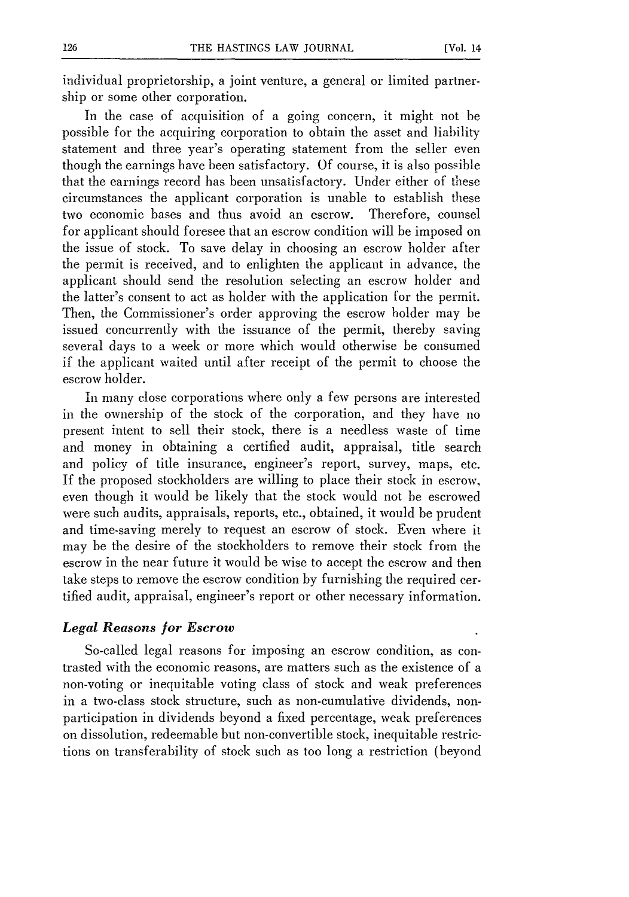individual proprietorship, a joint venture, a general or limited partnership or some other corporation.

In the case of acquisition of a going concern, it might not be possible for the acquiring corporation to obtain the asset and liability statement and three year's operating statement from the seller even though the earnings have been satisfactory. Of course, it is also possible that the earnings record has been unsatisfactory. Under either of these circumstances the applicant corporation is unable to establish these two economic bases and thus avoid an escrow. Therefore, counsel for applicant should foresee that an escrow condition will be imposed on the issue of stock. To save delay in choosing an escrow holder after the permit is received, and to enlighten the applicant in advance, the applicant should send the resolution selecting an escrow holder and the latter's consent to act as holder with the application for the permit. Then, the Commissioner's order approving the escrow holder may be issued concurrently with the issuance of the permit, thereby saving several days to a week or more which would otherwise be consumed if the applicant waited until after receipt of the permit to choose the escrow holder.

In many close corporations where only a few persons are interested in the ownership of the stock of the corporation, and they have no present intent to sell their stock, there is a needless waste of time and money in obtaining a certified audit, appraisal, title search and policy of title insurance, engineer's report, survey, maps, etc. If the proposed stockholders are willing to place their stock in escrow, even though it would be likely that the stock would not be escrowed were such audits, appraisals, reports, etc., obtained, it would be prudent and time-saving merely to request an escrow of stock. Even where it may be the desire of the stockholders to remove their stock from the escrow in the near future it would be wise to accept the escrow and then take steps to remove the escrow condition by furnishing the required certified audit, appraisal, engineer's report or other necessary information.

### *Legal Reasons for Escrow*

So-called legal reasons for imposing an escrow condition, as contrasted with the economic reasons, are matters such as the existence of a non-voting or inequitable voting class of stock and weak preferences in a two-class stock structure, such as non-cumulative dividends, non-participation in dividends beyond a fixed percentage, weak preferences on dissolution, redeemable but non-convertible stock, inequitable restrictions on transferability of stock such as too long a restriction (beyond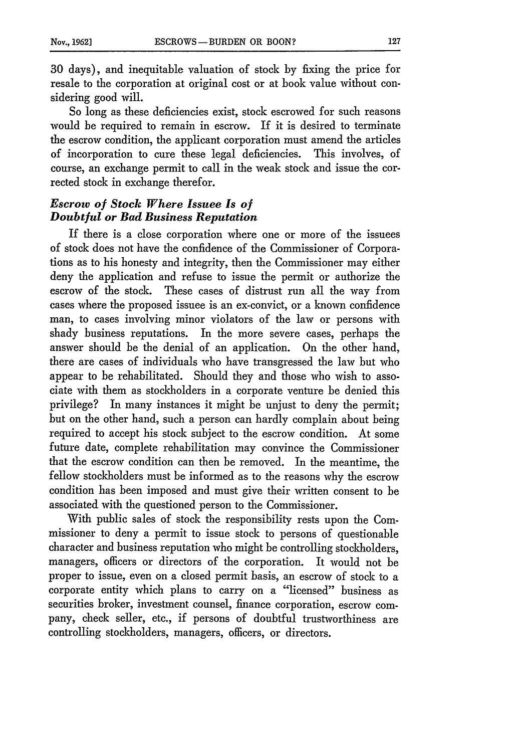30 days), and inequitable valuation of stock by fixing the price for resale to the corporation at original cost or at book value without considering good will.

So long as these deficiencies exist, stock escrowed for such reasons would be required to remain in escrow. If it is desired to terminate the escrow condition, the applicant corporation must amend the articles of incorporation to cure these legal deficiencies. This involves, of course, an exchange permit to call in the weak stock and issue the corrected stock in exchange therefor.

### *Escrow of Stock Where Issuee Is of Doubtful or Bad Business Reputation*

If there is a close corporation where one or more of the issuees of stock does not have the confidence of the Commissioner of Corporations as to his honesty and integrity, then the Commissioner may either deny the application and refuse to issue the permit or authorize the escrow of the stock. These cases of distrust run all the way from cases where the proposed issuee is an ex-convict, or a known confidence man, to cases involving minor violators of the law or persons with shady business reputations. In the more severe cases, perhaps the answer should be the denial of an application. On the other hand, there are cases of individuals who have transgressed the law but who appear to be rehabilitated. Should they and those who wish to associate with them as stockholders in a corporate venture be denied this privilege? In many instances it might be unjust to deny the permit; but on the other hand, such a person can hardly complain about being required to accept his stock subject to the escrow condition. At some future date, complete rehabilitation may convince the Commissioner that the escrow condition can then be removed. In the meantime, the fellow stockholders must be informed as to the reasons why the escrow condition has been imposed and must give their written consent to be associated with the questioned person to the Commissioner.

With public sales of stock the responsibility rests upon the Commissioner to deny a permit to issue stock to persons of questionable character and business reputation who might be controlling stockholders, managers, officers or directors of the corporation. It would not be proper to issue, even on a closed permit basis, an escrow of stock to a corporate entity which plans to carry on a "licensed" business as securities broker, investment counsel, finance corporation, escrow company, check seller, etc., if persons of doubtful trustworthiness are controlling stockholders, managers, officers, or directors.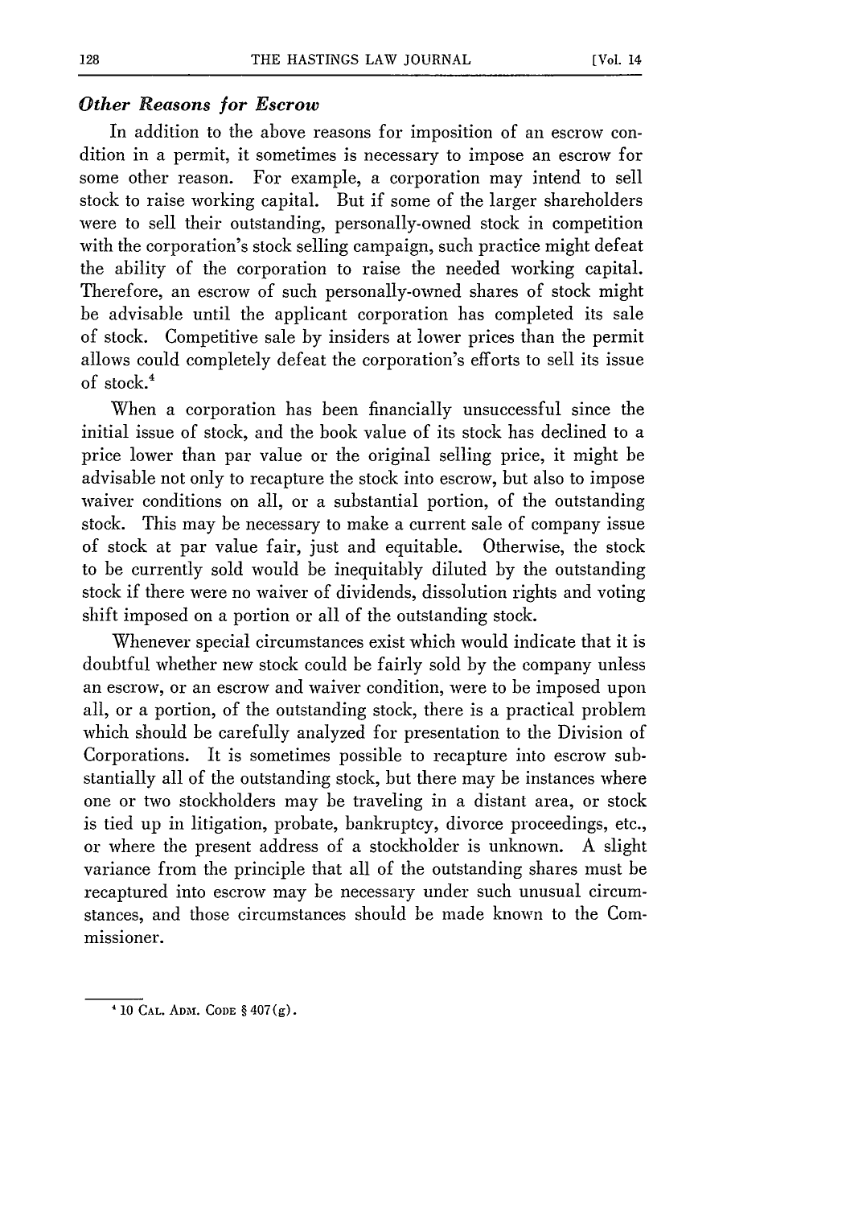### *Other Reasons for Escrow*

In addition to the above reasons for imposition of an escrow condition in a permit, it sometimes is necessary to impose an escrow for some other reason. For example, a corporation may intend to sell stock to raise working capital. But if some of the larger shareholders were to sell their outstanding, personally-owned stock in competition with the corporation's stock selling campaign, such practice might defeat the ability of the corporation to raise the needed working capital. Therefore, an escrow of such personally-owned shares of stock might be advisable until the applicant corporation has completed its sale of stock. Competitive sale by insiders at lower prices than the permit allows could completely defeat the corporation's efforts to sell its issue of stock.[4]

When a corporation has been financially unsuccessful since the initial issue of stock, and the book value of its stock has declined to a price lower than par value or the original selling price, it might be advisable not only to recapture the stock into escrow, but also to impose waiver conditions on all, or a substantial portion, of the outstanding stock. This may be necessary to make a current sale of company issue of stock at par value fair, just and equitable. Otherwise, the stock to be currently sold would be inequitably diluted by the outstanding stock if there were no waiver of dividends, dissolution rights and voting shift imposed on a portion or all of the outstanding stock.

Whenever special circumstances exist which would indicate that it is doubtful whether new stock could be fairly sold by the company unless an escrow, or an escrow and waiver condition, were to be imposed upon all, or a portion, of the outstanding stock, there is a practical problem which should be carefully analyzed for presentation to the Division of Corporations. It is sometimes possible to recapture into escrow substantially all of the outstanding stock, but there may be instances where one or two stockholders may be traveling in a distant area, or stock is tied up in litigation, probate, bankruptcy, divorce proceedings, etc., or where the present address of a stockholder is unknown. A slight variance from the principle that all of the outstanding shares must be recaptured into escrow may be necessary under such unusual circumstances, and those circumstances should be made known to the Commissioner.

---

[4] 10 CAL. ADM. CODE § 407(g).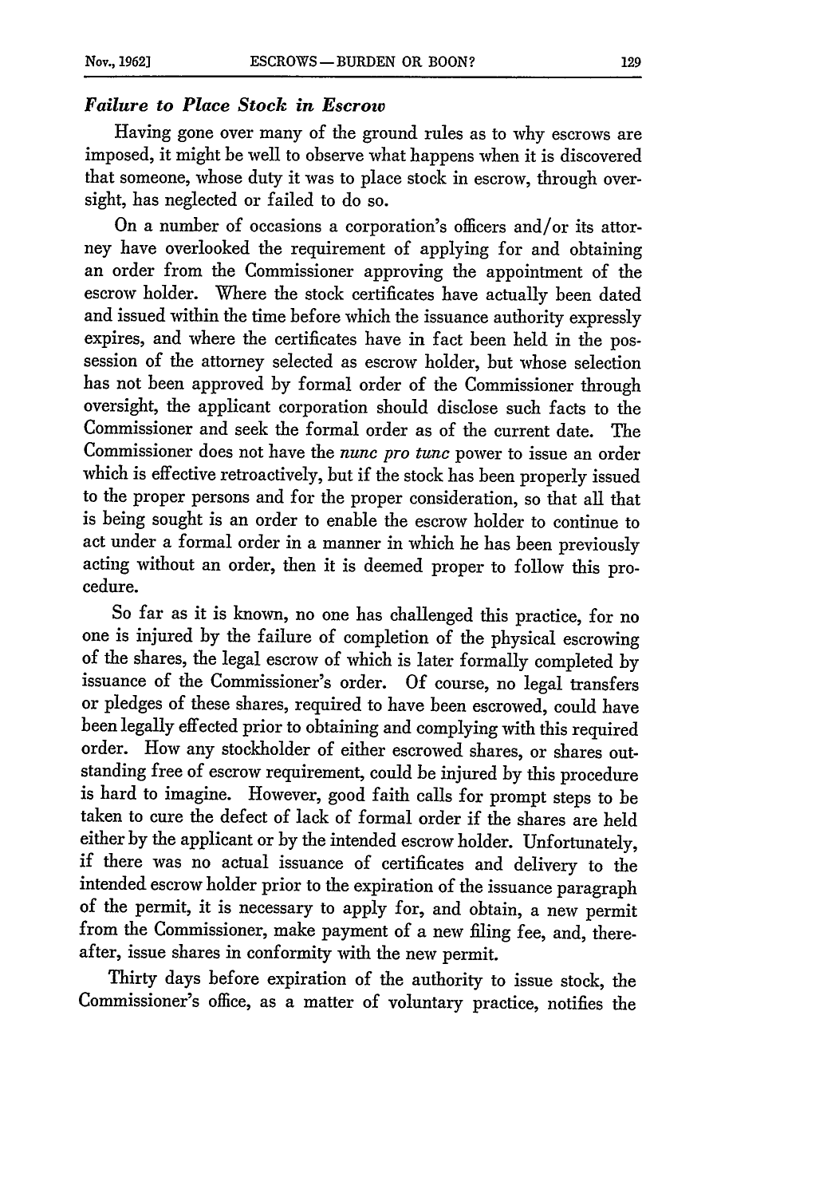### *Failure to Place Stock in Escrow*

Having gone over many of the ground rules as to why escrows are imposed, it might be well to observe what happens when it is discovered that someone, whose duty it was to place stock in escrow, through oversight, has neglected or failed to do so.

On a number of occasions a corporation's officers and/or its attorney have overlooked the requirement of applying for and obtaining an order from the Commissioner approving the appointment of the escrow holder. Where the stock certificates have actually been dated and issued within the time before which the issuance authority expressly expires, and where the certificates have in fact been held in the possession of the attorney selected as escrow holder, but whose selection has not been approved by formal order of the Commissioner through oversight, the applicant corporation should disclose such facts to the Commissioner and seek the formal order as of the current date. The Commissioner does not have the *nunc pro tunc* power to issue an order which is effective retroactively, but if the stock has been properly issued to the proper persons and for the proper consideration, so that all that is being sought is an order to enable the escrow holder to continue to act under a formal order in a manner in which he has been previously acting without an order, then it is deemed proper to follow this procedure.

So far as it is known, no one has challenged this practice, for no one is injured by the failure of completion of the physical escrowing of the shares, the legal escrow of which is later formally completed by issuance of the Commissioner's order. Of course, no legal transfers or pledges of these shares, required to have been escrowed, could have been legally effected prior to obtaining and complying with this required order. How any stockholder of either escrowed shares, or shares outstanding free of escrow requirement, could be injured by this procedure is hard to imagine. However, good faith calls for prompt steps to be taken to cure the defect of lack of formal order if the shares are held either by the applicant or by the intended escrow holder. Unfortunately, if there was no actual issuance of certificates and delivery to the intended escrow holder prior to the expiration of the issuance paragraph of the permit, it is necessary to apply for, and obtain, a new permit from the Commissioner, make payment of a new filing fee, and, thereafter, issue shares in conformity with the new permit.

Thirty days before expiration of the authority to issue stock, the Commissioner's office, as a matter of voluntary practice, notifies the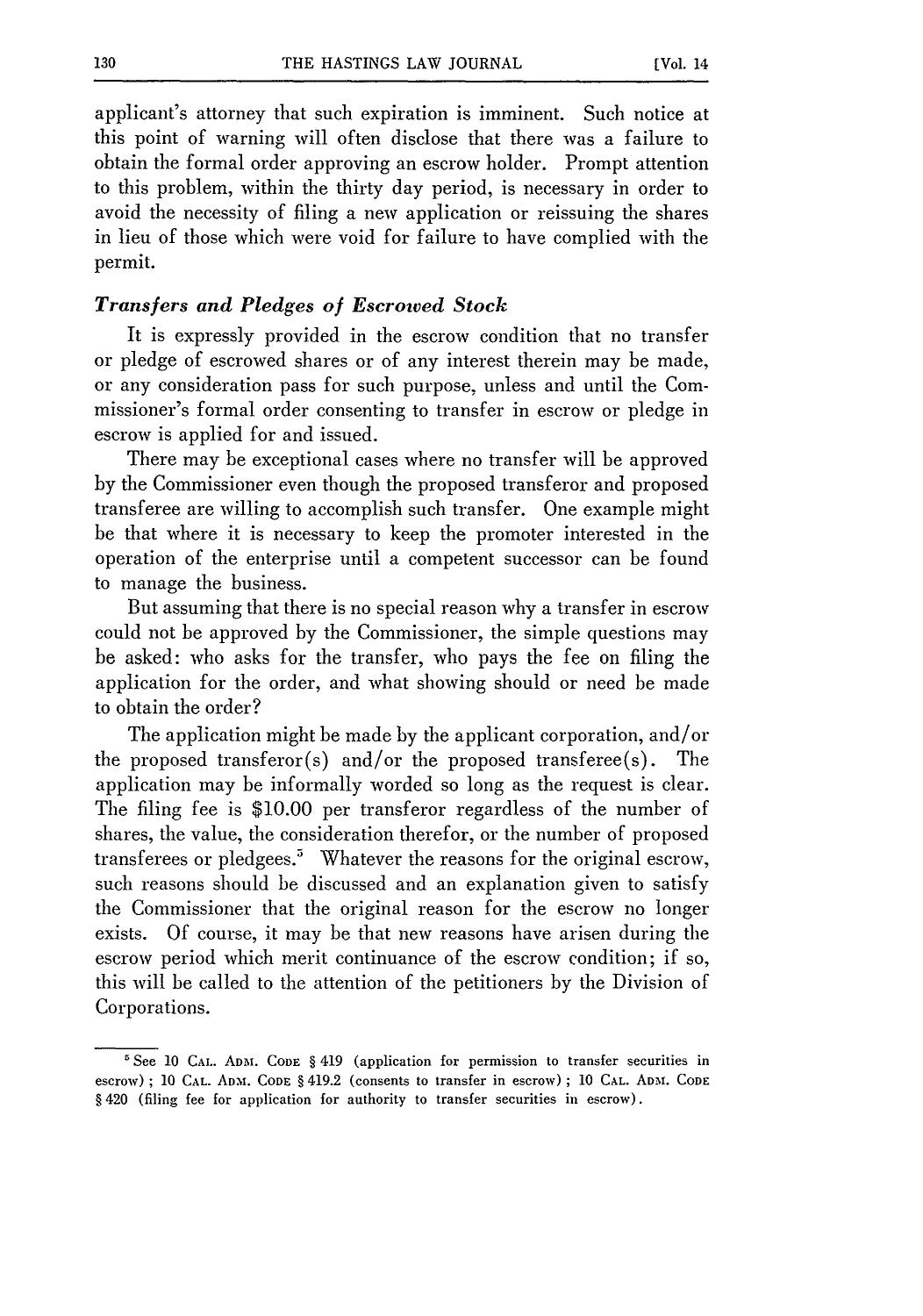applicant's attorney that such expiration is imminent. Such notice at this point of warning will often disclose that there was a failure to obtain the formal order approving an escrow holder. Prompt attention to this problem, within the thirty day period, is necessary in order to avoid the necessity of filing a new application or reissuing the shares in lieu of those which were void for failure to have complied with the permit.

### *Transfers and Pledges of Escrowed Stock*

It is expressly provided in the escrow condition that no transfer or pledge of escrowed shares or of any interest therein may be made, or any consideration pass for such purpose, unless and until the Commissioner's formal order consenting to transfer in escrow or pledge in escrow is applied for and issued.

There may be exceptional cases where no transfer will be approved by the Commissioner even though the proposed transferor and proposed transferee are willing to accomplish such transfer. One example might be that where it is necessary to keep the promoter interested in the operation of the enterprise until a competent successor can be found to manage the business.

But assuming that there is no special reason why a transfer in escrow could not be approved by the Commissioner, the simple questions may be asked: who asks for the transfer, who pays the fee on filing the application for the order, and what showing should or need be made to obtain the order?

The application might be made by the applicant corporation, and/or the proposed transferor(s) and/or the proposed transferee(s). The application may be informally worded so long as the request is clear. The filing fee is $10.00 per transferor regardless of the number of shares, the value, the consideration therefor, or the number of proposed transferees or pledgees.[5] Whatever the reasons for the original escrow, such reasons should be discussed and an explanation given to satisfy the Commissioner that the original reason for the escrow no longer exists. Of course, it may be that new reasons have arisen during the escrow period which merit continuance of the escrow condition; if so, this will be called to the attention of the petitioners by the Division of Corporations.

---

[5] See 10 CAL. ADM. CODE § 419 (application for permission to transfer securities in escrow); 10 CAL. ADM. CODE § 419.2 (consents to transfer in escrow); 10 CAL. ADM. CODE § 420 (filing fee for application for authority to transfer securities in escrow).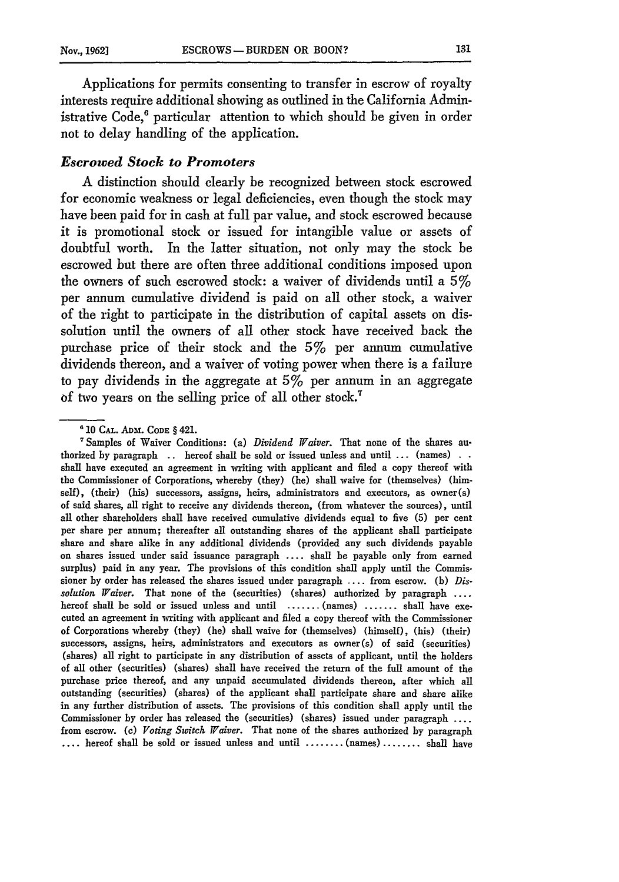Applications for permits consenting to transfer in escrow of royalty interests require additional showing as outlined in the California Administrative Code,[6] particular attention to which should be given in order not to delay handling of the application.

### *Escrowed Stock to Promoters*

A distinction should clearly be recognized between stock escrowed for economic weakness or legal deficiencies, even though the stock may have been paid for in cash at full par value, and stock escrowed because it is promotional stock or issued for intangible value or assets of doubtful worth. In the latter situation, not only may the stock be escrowed but there are often three additional conditions imposed upon the owners of such escrowed stock: a waiver of dividends until a 5% per annum cumulative dividend is paid on all other stock, a waiver of the right to participate in the distribution of capital assets on dissolution until the owners of all other stock have received back the purchase price of their stock and the 5% per annum cumulative dividends thereon, and a waiver of voting power when there is a failure to pay dividends in the aggregate at 5% per annum in an aggregate of two years on the selling price of all other stock.[7]

---

[6] 10 CAL. ADM. CODE § 421.

[7] Samples of Waiver Conditions: (a) *Dividend Waiver.* That none of the shares authorized by paragraph .. hereof shall be sold or issued unless and until ... (names) . . shall have executed an agreement in writing with applicant and filed a copy thereof with the Commissioner of Corporations, whereby (they) (he) shall waive for (themselves) (himself), (their) (his) successors, assigns, heirs, administrators and executors, as owner(s) of said shares, all right to receive any dividends thereon, (from whatever the sources), until all other shareholders shall have received cumulative dividends equal to five (5) per cent per share per annum; thereafter all outstanding shares of the applicant shall participate share and share alike in any additional dividends (provided any such dividends payable on shares issued under said issuance paragraph .... shall be payable only from earned surplus) paid in any year. The provisions of this condition shall apply until the Commissioner by order has released the shares issued under paragraph .... from escrow. (b) *Dissolution Waiver.* That none of the (securities) (shares) authorized by paragraph .... hereof shall be sold or issued unless and until ....... (names) ....... shall have executed an agreement in writing with applicant and filed a copy thereof with the Commissioner of Corporations whereby (they) (he) shall waive for (themselves) (himself), (his) (their) successors, assigns, heirs, administrators and executors as owner(s) of said (securities) (shares) all right to participate in any distribution of assets of applicant, until the holders of all other (securities) (shares) shall have received the return of the full amount of the purchase price thereof, and any unpaid accumulated dividends thereon, after which all outstanding (securities) (shares) of the applicant shall participate share and share alike in any further distribution of assets. The provisions of this condition shall apply until the Commissioner by order has released the (securities) (shares) issued under paragraph .... from escrow. (c) *Voting Switch Waiver.* That none of the shares authorized by paragraph .... hereof shall be sold or issued unless and until ........ (names) ........ shall have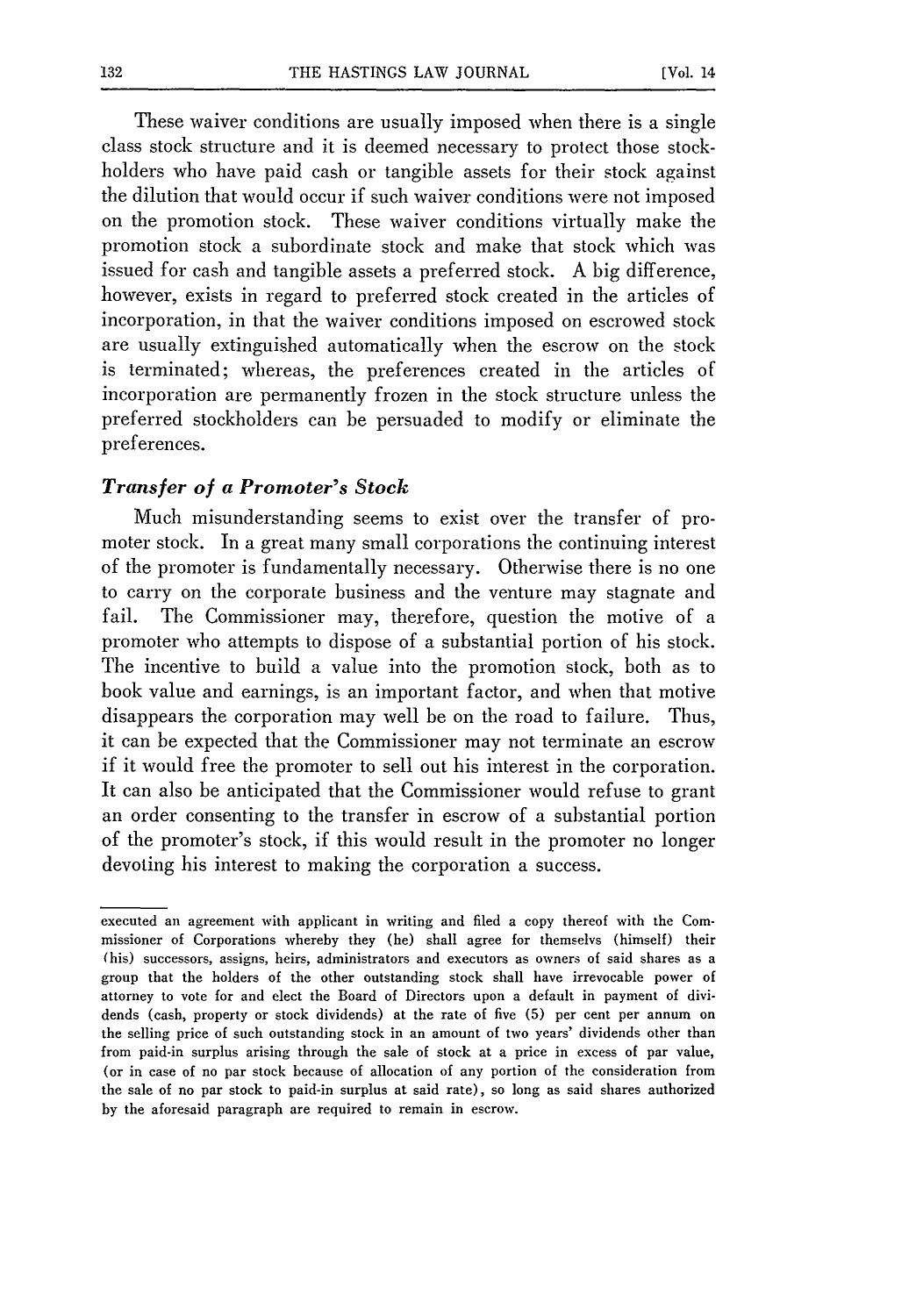These waiver conditions are usually imposed when there is a single class stock structure and it is deemed necessary to protect those stockholders who have paid cash or tangible assets for their stock against the dilution that would occur if such waiver conditions were not imposed on the promotion stock. These waiver conditions virtually make the promotion stock a subordinate stock and make that stock which was issued for cash and tangible assets a preferred stock. A big difference, however, exists in regard to preferred stock created in the articles of incorporation, in that the waiver conditions imposed on escrowed stock are usually extinguished automatically when the escrow on the stock is terminated; whereas, the preferences created in the articles of incorporation are permanently frozen in the stock structure unless the preferred stockholders can be persuaded to modify or eliminate the preferences.

### *Transfer of a Promoter's Stock*

Much misunderstanding seems to exist over the transfer of promoter stock. In a great many small corporations the continuing interest of the promoter is fundamentally necessary. Otherwise there is no one to carry on the corporate business and the venture may stagnate and fail. The Commissioner may, therefore, question the motive of a promoter who attempts to dispose of a substantial portion of his stock. The incentive to build a value into the promotion stock, both as to book value and earnings, is an important factor, and when that motive disappears the corporation may well be on the road to failure. Thus, it can be expected that the Commissioner may not terminate an escrow if it would free the promoter to sell out his interest in the corporation. It can also be anticipated that the Commissioner would refuse to grant an order consenting to the transfer in escrow of a substantial portion of the promoter's stock, if this would result in the promoter no longer devoting his interest to making the corporation a success.

---

executed an agreement with applicant in writing and filed a copy thereof with the Commissioner of Corporations whereby they (he) shall agree for themselvs (himself) their (his) successors, assigns, heirs, administrators and executors as owners of said shares as a group that the holders of the other outstanding stock shall have irrevocable power of attorney to vote for and elect the Board of Directors upon a default in payment of dividends (cash, property or stock dividends) at the rate of five (5) per cent per annum on the selling price of such outstanding stock in an amount of two years' dividends other than from paid-in surplus arising through the sale of stock at a price in excess of par value, (or in case of no par stock because of allocation of any portion of the consideration from the sale of no par stock to paid-in surplus at said rate), so long as said shares authorized by the aforesaid paragraph are required to remain in escrow.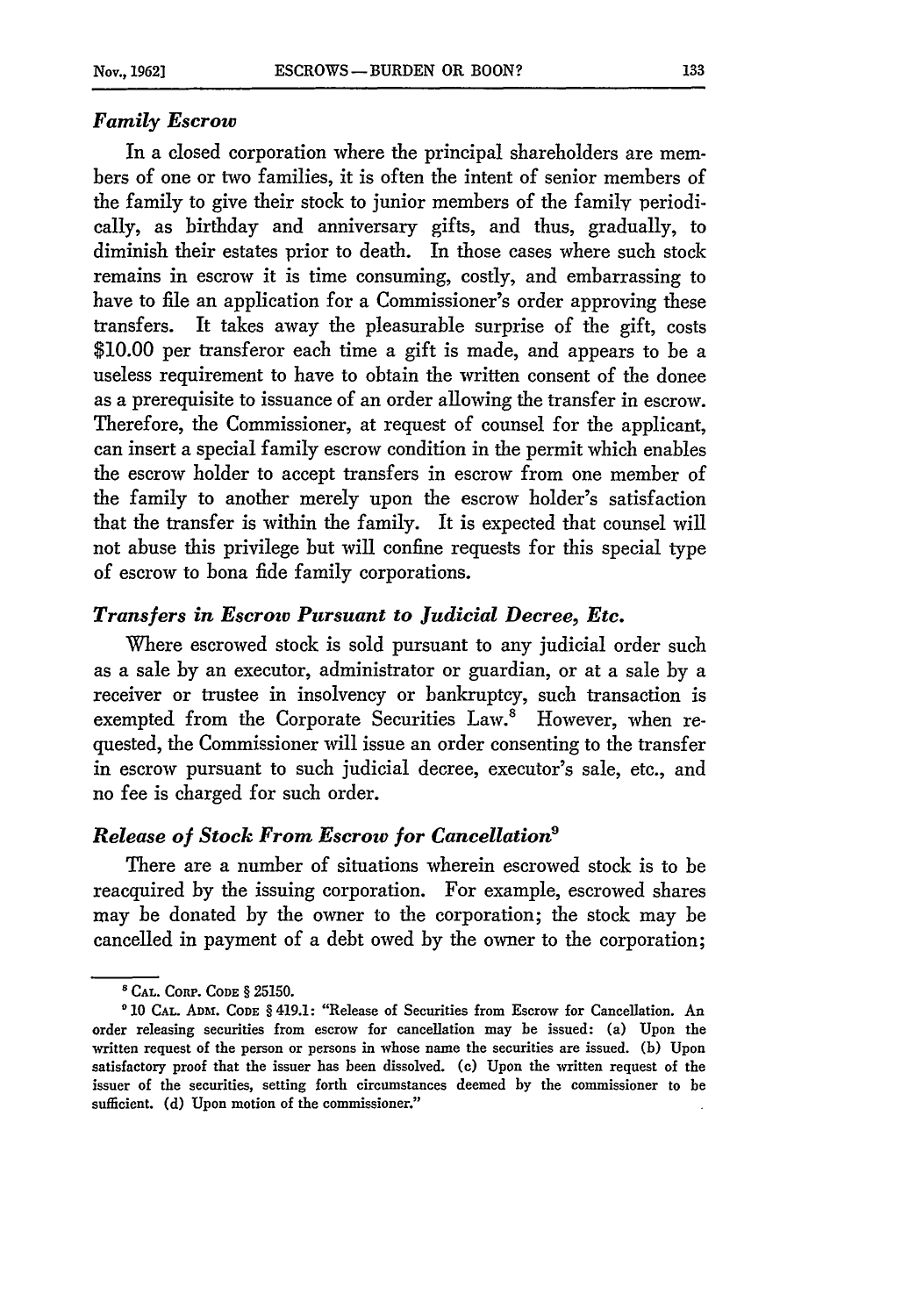### *Family Escrow*

In a closed corporation where the principal shareholders are members of one or two families, it is often the intent of senior members of the family to give their stock to junior members of the family periodically, as birthday and anniversary gifts, and thus, gradually, to diminish their estates prior to death. In those cases where such stock remains in escrow it is time consuming, costly, and embarrassing to have to file an application for a Commissioner's order approving these transfers. It takes away the pleasurable surprise of the gift, costs $10.00 per transferor each time a gift is made, and appears to be a useless requirement to have to obtain the written consent of the donee as a prerequisite to issuance of an order allowing the transfer in escrow. Therefore, the Commissioner, at request of counsel for the applicant, can insert a special family escrow condition in the permit which enables the escrow holder to accept transfers in escrow from one member of the family to another merely upon the escrow holder's satisfaction that the transfer is within the family. It is expected that counsel will not abuse this privilege but will confine requests for this special type of escrow to bona fide family corporations.

### *Transfers in Escrow Pursuant to Judicial Decree, Etc.*

Where escrowed stock is sold pursuant to any judicial order such as a sale by an executor, administrator or guardian, or at a sale by a receiver or trustee in insolvency or bankruptcy, such transaction is exempted from the Corporate Securities Law.[8] However, when requested, the Commissioner will issue an order consenting to the transfer in escrow pursuant to such judicial decree, executor's sale, etc., and no fee is charged for such order.

### *Release of Stock From Escrow for Cancellation*[9]

There are a number of situations wherein escrowed stock is to be reacquired by the issuing corporation. For example, escrowed shares may be donated by the owner to the corporation; the stock may be cancelled in payment of a debt owed by the owner to the corporation;

---

[8] CAL. CORP. CODE § 25150.

[9] 10 CAL. ADM. CODE § 419.1: "Release of Securities from Escrow for Cancellation. An order releasing securities from escrow for cancellation may be issued: (a) Upon the written request of the person or persons in whose name the securities are issued. (b) Upon satisfactory proof that the issuer has been dissolved. (c) Upon the written request of the issuer of the securities, setting forth circumstances deemed by the commissioner to be sufficient. (d) Upon motion of the commissioner."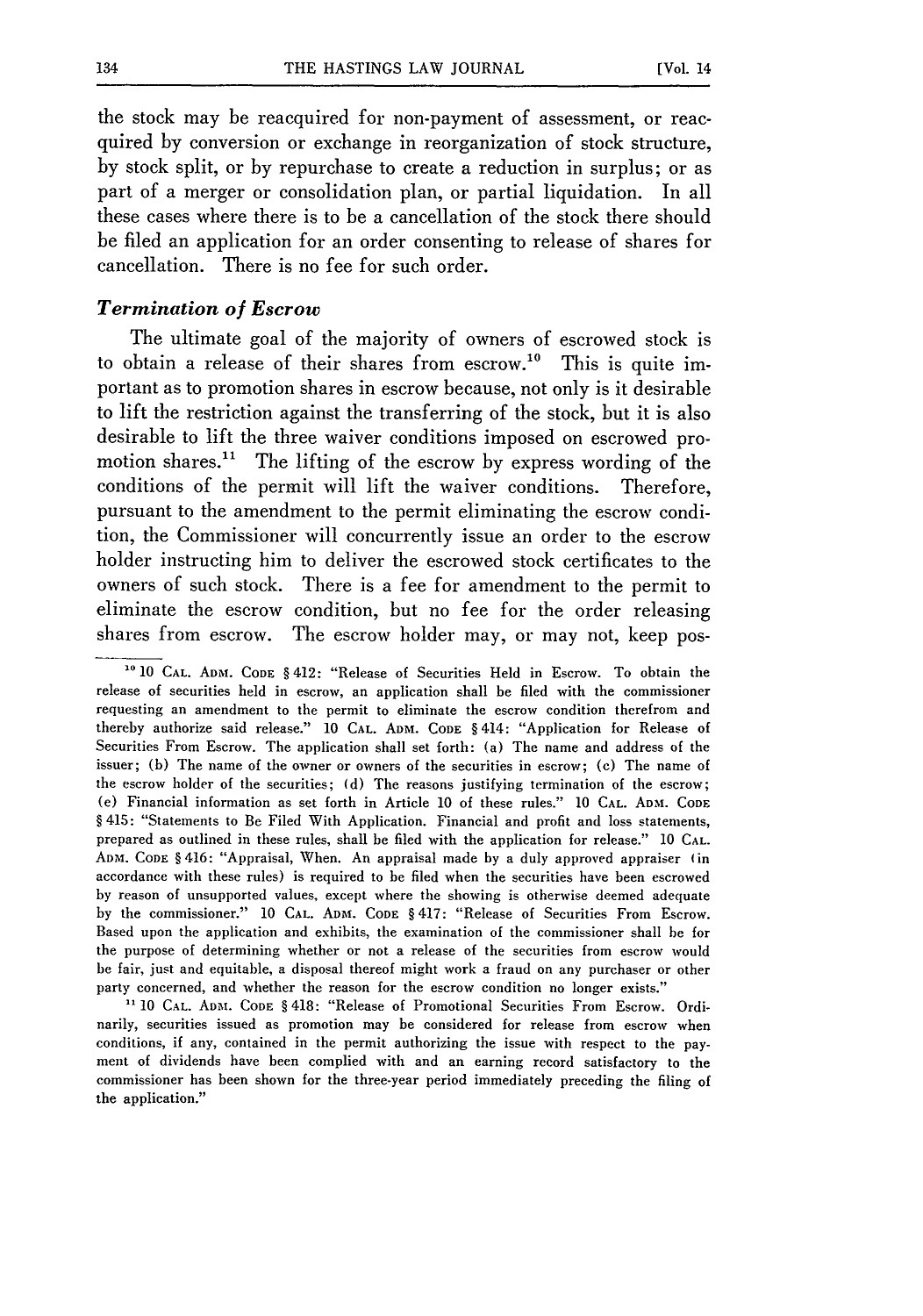the stock may be reacquired for non-payment of assessment, or reacquired by conversion or exchange in reorganization of stock structure, by stock split, or by repurchase to create a reduction in surplus; or as part of a merger or consolidation plan, or partial liquidation. In all these cases where there is to be a cancellation of the stock there should be filed an application for an order consenting to release of shares for cancellation. There is no fee for such order.

### *Termination of Escrow*

The ultimate goal of the majority of owners of escrowed stock is to obtain a release of their shares from escrow.[10] This is quite important as to promotion shares in escrow because, not only is it desirable to lift the restriction against the transferring of the stock, but it is also desirable to lift the three waiver conditions imposed on escrowed promotion shares.[11] The lifting of the escrow by express wording of the conditions of the permit will lift the waiver conditions. Therefore, pursuant to the amendment to the permit eliminating the escrow condition, the Commissioner will concurrently issue an order to the escrow holder instructing him to deliver the escrowed stock certificates to the owners of such stock. There is a fee for amendment to the permit to eliminate the escrow condition, but no fee for the order releasing shares from escrow. The escrow holder may, or may not, keep pos-

---

[10] 10 CAL. ADM. CODE § 412: "Release of Securities Held in Escrow. To obtain the release of securities held in escrow, an application shall be filed with the commissioner requesting an amendment to the permit to eliminate the escrow condition therefrom and thereby authorize said release." 10 CAL. ADM. CODE § 414: "Application for Release of Securities From Escrow. The application shall set forth: (a) The name and address of the issuer; (b) The name of the owner or owners of the securities in escrow; (c) The name of the escrow holder of the securities; (d) The reasons justifying termination of the escrow; (e) Financial information as set forth in Article 10 of these rules." 10 CAL. ADM. CODE § 415: "Statements to Be Filed With Application. Financial and profit and loss statements, prepared as outlined in these rules, shall be filed with the application for release." 10 CAL. ADM. CODE § 416: "Appraisal, When. An appraisal made by a duly approved appraiser (in accordance with these rules) is required to be filed when the securities have been escrowed by reason of unsupported values, except where the showing is otherwise deemed adequate by the commissioner." 10 CAL. ADM. CODE § 417: "Release of Securities From Escrow. Based upon the application and exhibits, the examination of the commissioner shall be for the purpose of determining whether or not a release of the securities from escrow would be fair, just and equitable, a disposal thereof might work a fraud on any purchaser or other party concerned, and whether the reason for the escrow condition no longer exists."

[11] 10 CAL. ADM. CODE § 418: "Release of Promotional Securities From Escrow. Ordinarily, securities issued as promotion may be considered for release from escrow when conditions, if any, contained in the permit authorizing the issue with respect to the payment of dividends have been complied with and an earning record satisfactory to the commissioner has been shown for the three-year period immediately preceding the filing of the application."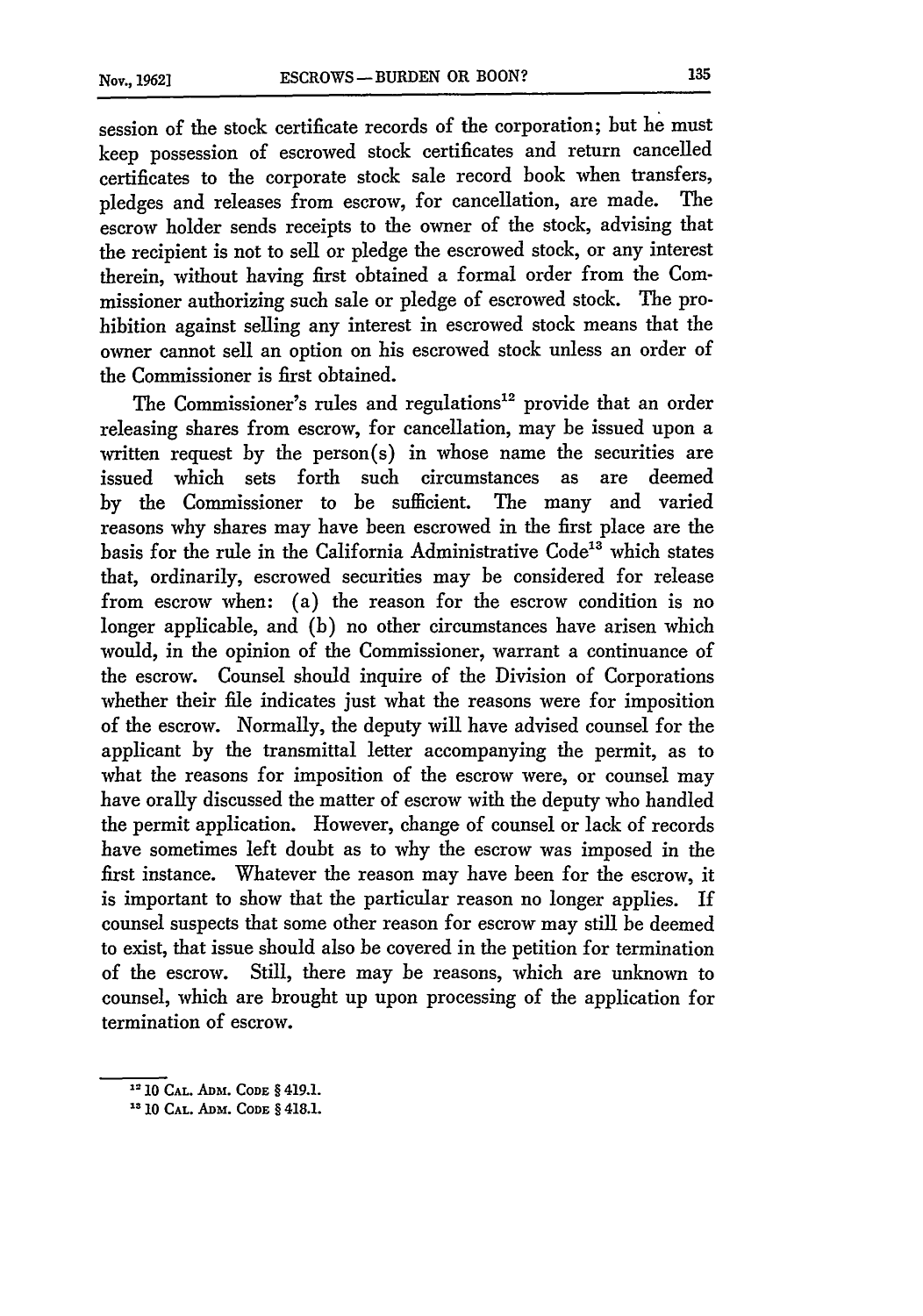session of the stock certificate records of the corporation; but he must keep possession of escrowed stock certificates and return cancelled certificates to the corporate stock sale record book when transfers, pledges and releases from escrow, for cancellation, are made. The escrow holder sends receipts to the owner of the stock, advising that the recipient is not to sell or pledge the escrowed stock, or any interest therein, without having first obtained a formal order from the Commissioner authorizing such sale or pledge of escrowed stock. The prohibition against selling any interest in escrowed stock means that the owner cannot sell an option on his escrowed stock unless an order of the Commissioner is first obtained.

The Commissioner's rules and regulations[12] provide that an order releasing shares from escrow, for cancellation, may be issued upon a written request by the person(s) in whose name the securities are issued which sets forth such circumstances as are deemed by the Commissioner to be sufficient. The many and varied reasons why shares may have been escrowed in the first place are the basis for the rule in the California Administrative Code[13] which states that, ordinarily, escrowed securities may be considered for release from escrow when: (a) the reason for the escrow condition is no longer applicable, and (b) no other circumstances have arisen which would, in the opinion of the Commissioner, warrant a continuance of the escrow. Counsel should inquire of the Division of Corporations whether their file indicates just what the reasons were for imposition of the escrow. Normally, the deputy will have advised counsel for the applicant by the transmittal letter accompanying the permit, as to what the reasons for imposition of the escrow were, or counsel may have orally discussed the matter of escrow with the deputy who handled the permit application. However, change of counsel or lack of records have sometimes left doubt as to why the escrow was imposed in the first instance. Whatever the reason may have been for the escrow, it is important to show that the particular reason no longer applies. If counsel suspects that some other reason for escrow may still be deemed to exist, that issue should also be covered in the petition for termination of the escrow. Still, there may be reasons, which are unknown to counsel, which are brought up upon processing of the application for termination of escrow.

---

[12] 10 CAL. ADM. CODE § 419.1.

[13] 10 CAL. ADM. CODE § 418.1.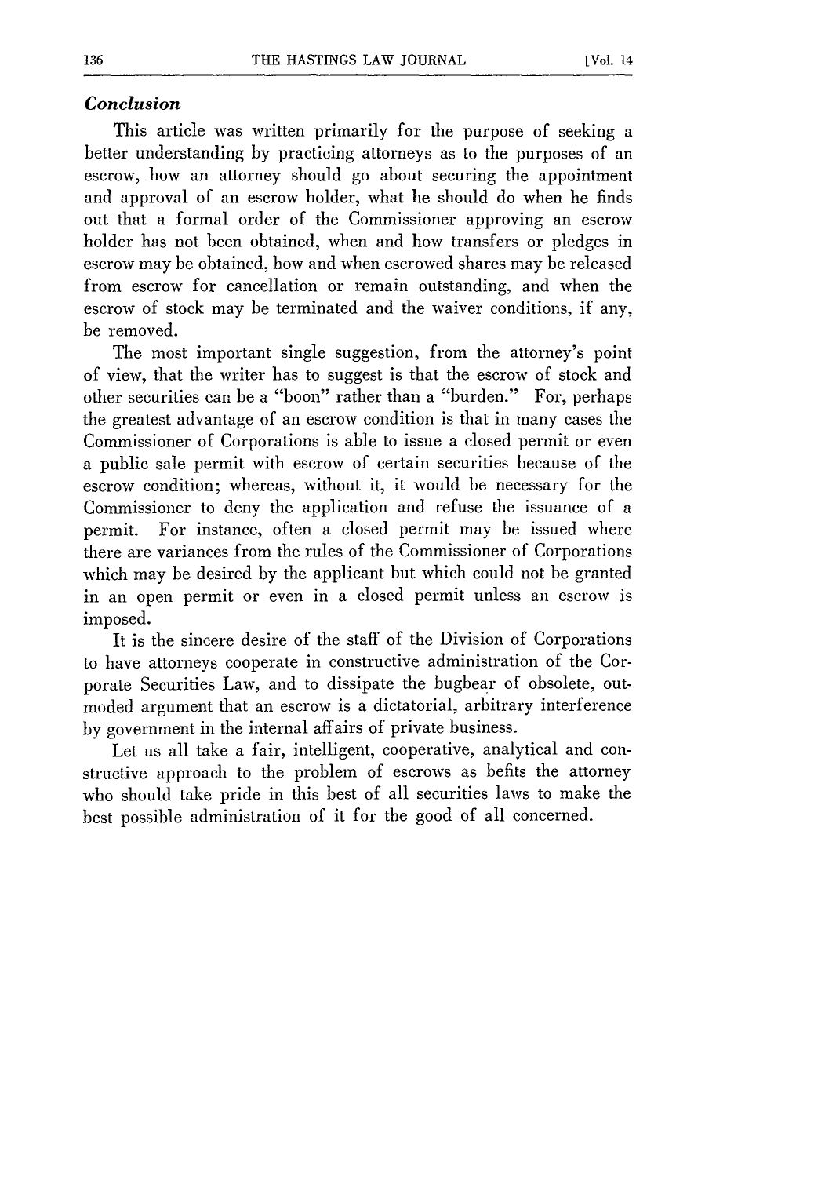### *Conclusion*

This article was written primarily for the purpose of seeking a better understanding by practicing attorneys as to the purposes of an escrow, how an attorney should go about securing the appointment and approval of an escrow holder, what he should do when he finds out that a formal order of the Commissioner approving an escrow holder has not been obtained, when and how transfers or pledges in escrow may be obtained, how and when escrowed shares may be released from escrow for cancellation or remain outstanding, and when the escrow of stock may be terminated and the waiver conditions, if any, be removed.

The most important single suggestion, from the attorney's point of view, that the writer has to suggest is that the escrow of stock and other securities can be a "boon" rather than a "burden." For, perhaps the greatest advantage of an escrow condition is that in many cases the Commissioner of Corporations is able to issue a closed permit or even a public sale permit with escrow of certain securities because of the escrow condition; whereas, without it, it would be necessary for the Commissioner to deny the application and refuse the issuance of a permit. For instance, often a closed permit may be issued where there are variances from the rules of the Commissioner of Corporations which may be desired by the applicant but which could not be granted in an open permit or even in a closed permit unless an escrow is imposed.

It is the sincere desire of the staff of the Division of Corporations to have attorneys cooperate in constructive administration of the Corporate Securities Law, and to dissipate the bugbear of obsolete, outmoded argument that an escrow is a dictatorial, arbitrary interference by government in the internal affairs of private business.

Let us all take a fair, intelligent, cooperative, analytical and constructive approach to the problem of escrows as befits the attorney who should take pride in this best of all securities laws to make the best possible administration of it for the good of all concerned.